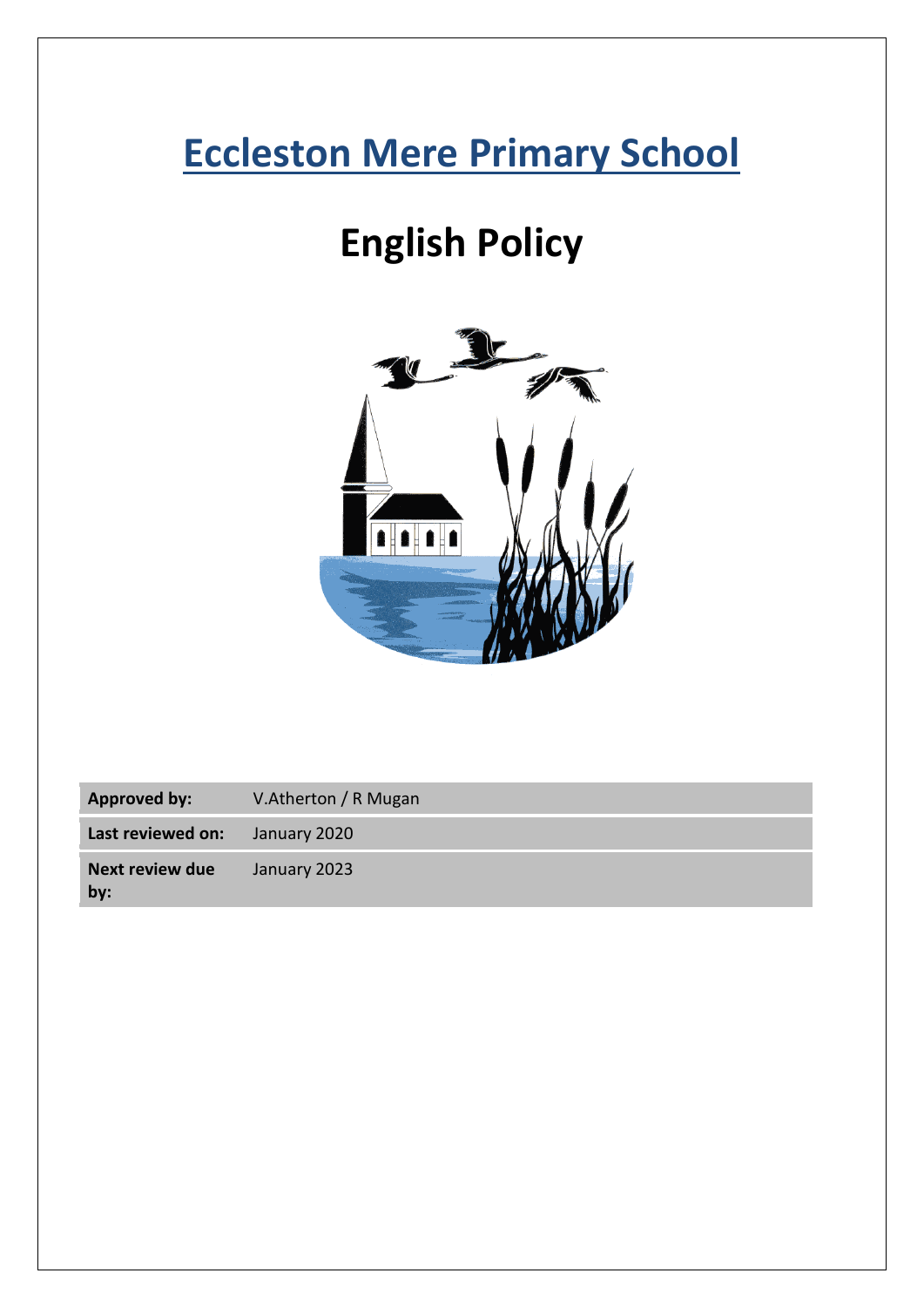# Eccleston Mere Primary School

# English Policy

| Approved by: | V.Atherton / R Mugan |
| --- | --- |
| Last reviewed on: | January 2020 |
| Next review due by: | January 2023 |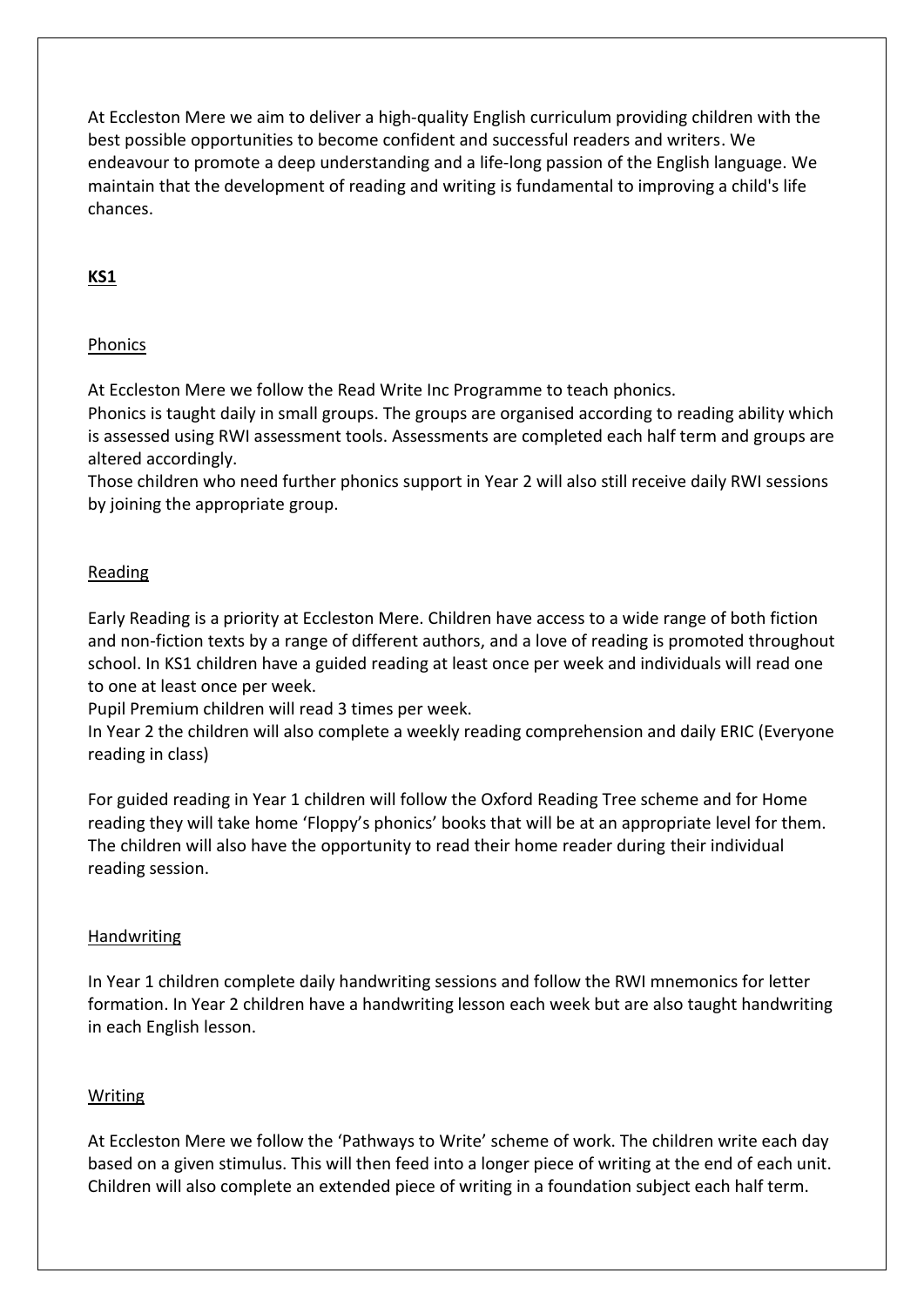At Eccleston Mere we aim to deliver a high-quality English curriculum providing children with the best possible opportunities to become confident and successful readers and writers. We endeavour to promote a deep understanding and a life-long passion of the English language. We maintain that the development of reading and writing is fundamental to improving a child's life chances.

## KS1

### Phonics

At Eccleston Mere we follow the Read Write Inc Programme to teach phonics.

Phonics is taught daily in small groups. The groups are organised according to reading ability which is assessed using RWI assessment tools. Assessments are completed each half term and groups are altered accordingly.

Those children who need further phonics support in Year 2 will also still receive daily RWI sessions by joining the appropriate group.

### Reading

Early Reading is a priority at Eccleston Mere. Children have access to a wide range of both fiction and non-fiction texts by a range of different authors, and a love of reading is promoted throughout school. In KS1 children have a guided reading at least once per week and individuals will read one to one at least once per week.

Pupil Premium children will read 3 times per week.

In Year 2 the children will also complete a weekly reading comprehension and daily ERIC (Everyone reading in class)

For guided reading in Year 1 children will follow the Oxford Reading Tree scheme and for Home reading they will take home 'Floppy's phonics' books that will be at an appropriate level for them. The children will also have the opportunity to read their home reader during their individual reading session.

### Handwriting

In Year 1 children complete daily handwriting sessions and follow the RWI mnemonics for letter formation. In Year 2 children have a handwriting lesson each week but are also taught handwriting in each English lesson.

### Writing

At Eccleston Mere we follow the 'Pathways to Write' scheme of work. The children write each day based on a given stimulus. This will then feed into a longer piece of writing at the end of each unit. Children will also complete an extended piece of writing in a foundation subject each half term.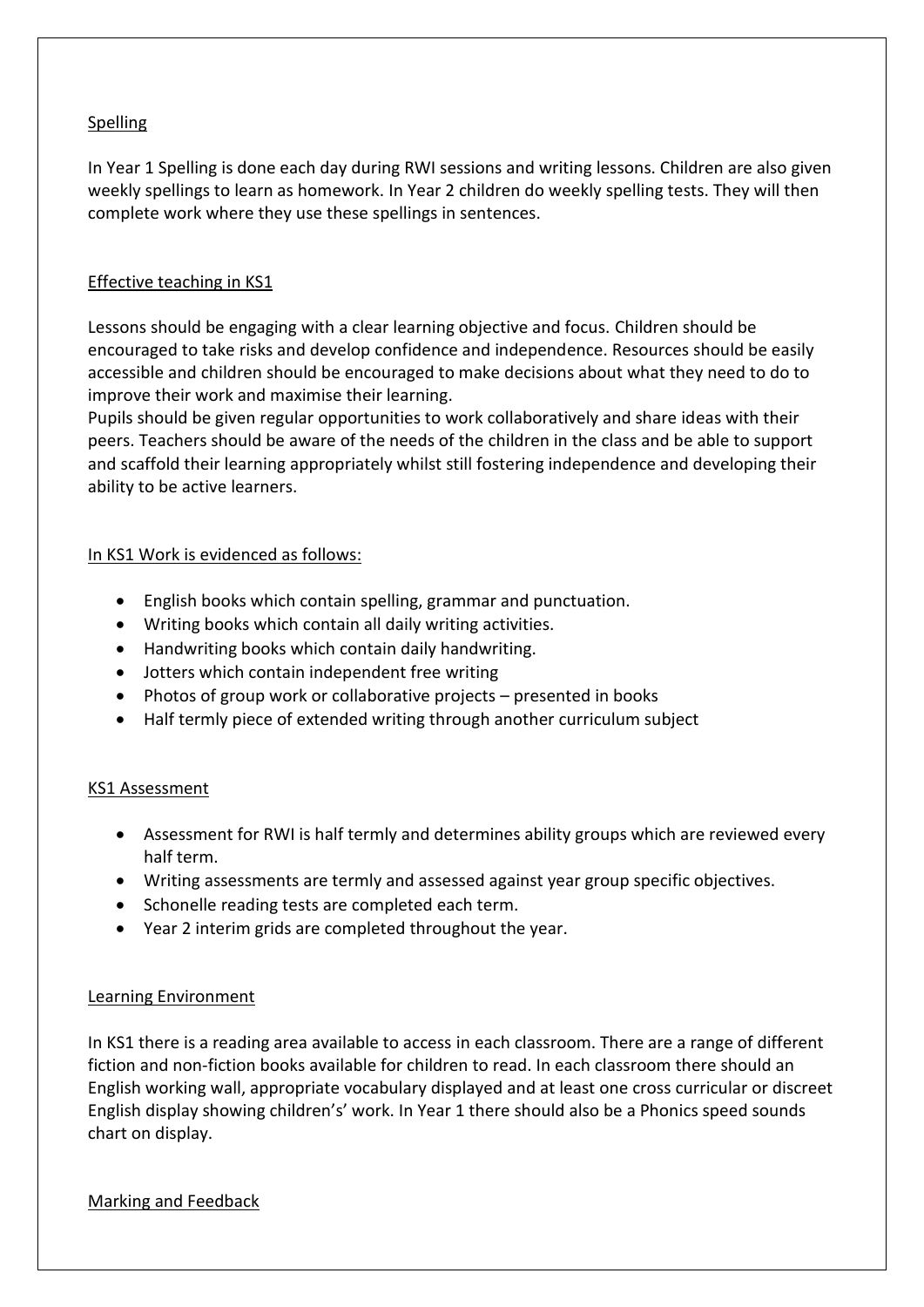## Spelling

In Year 1 Spelling is done each day during RWI sessions and writing lessons. Children are also given weekly spellings to learn as homework. In Year 2 children do weekly spelling tests. They will then complete work where they use these spellings in sentences.

## Effective teaching in KS1

Lessons should be engaging with a clear learning objective and focus. Children should be encouraged to take risks and develop confidence and independence. Resources should be easily accessible and children should be encouraged to make decisions about what they need to do to improve their work and maximise their learning.
Pupils should be given regular opportunities to work collaboratively and share ideas with their peers. Teachers should be aware of the needs of the children in the class and be able to support and scaffold their learning appropriately whilst still fostering independence and developing their ability to be active learners.

## In KS1 Work is evidenced as follows:

- English books which contain spelling, grammar and punctuation.
- Writing books which contain all daily writing activities.
- Handwriting books which contain daily handwriting.
- Jotters which contain independent free writing
- Photos of group work or collaborative projects – presented in books
- Half termly piece of extended writing through another curriculum subject

## KS1 Assessment

- Assessment for RWI is half termly and determines ability groups which are reviewed every half term.
- Writing assessments are termly and assessed against year group specific objectives.
- Schonelle reading tests are completed each term.
- Year 2 interim grids are completed throughout the year.

## Learning Environment

In KS1 there is a reading area available to access in each classroom. There are a range of different fiction and non-fiction books available for children to read. In each classroom there should an English working wall, appropriate vocabulary displayed and at least one cross curricular or discreet English display showing children's' work. In Year 1 there should also be a Phonics speed sounds chart on display.

## Marking and Feedback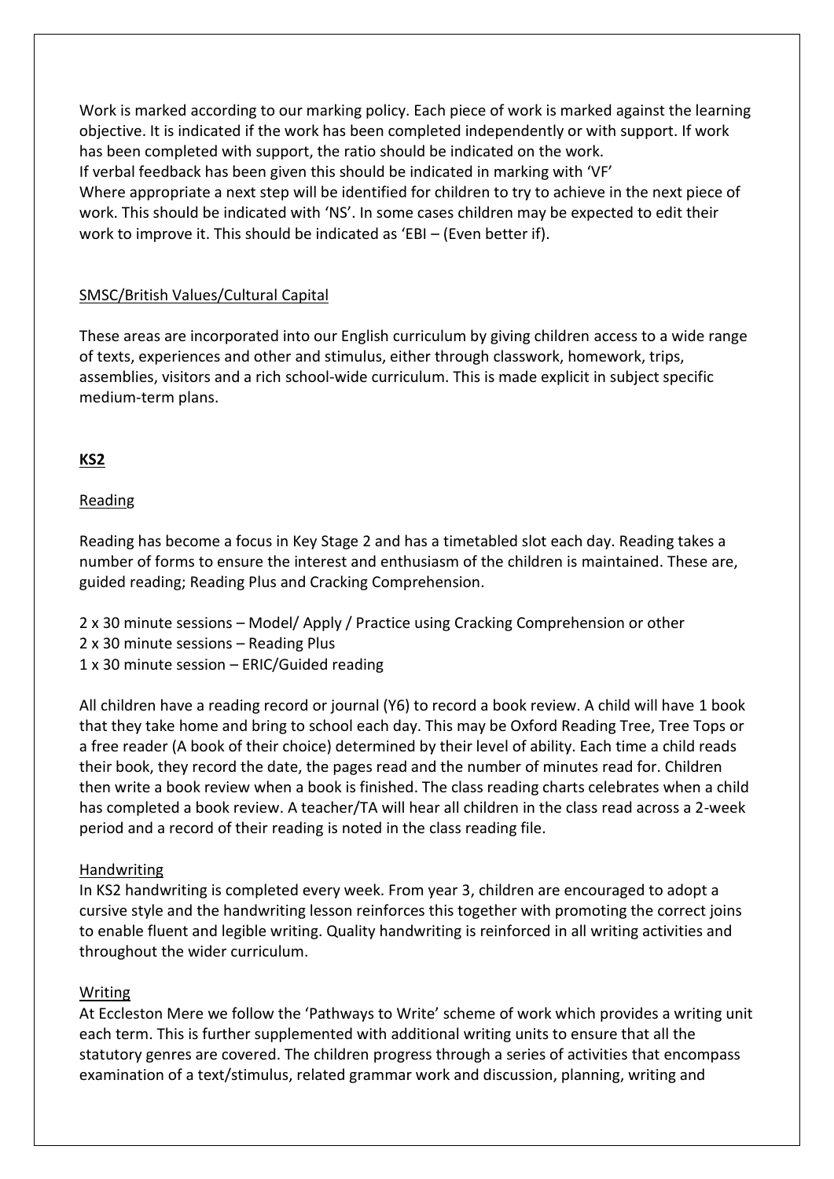Work is marked according to our marking policy. Each piece of work is marked against the learning objective. It is indicated if the work has been completed independently or with support. If work has been completed with support, the ratio should be indicated on the work.
If verbal feedback has been given this should be indicated in marking with 'VF'
Where appropriate a next step will be identified for children to try to achieve in the next piece of work. This should be indicated with 'NS'. In some cases children may be expected to edit their work to improve it. This should be indicated as 'EBI – (Even better if).

SMSC/British Values/Cultural Capital

These areas are incorporated into our English curriculum by giving children access to a wide range of texts, experiences and other and stimulus, either through classwork, homework, trips, assemblies, visitors and a rich school-wide curriculum. This is made explicit in subject specific medium-term plans.

## KS2

### Reading

Reading has become a focus in Key Stage 2 and has a timetabled slot each day. Reading takes a number of forms to ensure the interest and enthusiasm of the children is maintained. These are, guided reading; Reading Plus and Cracking Comprehension.

2 x 30 minute sessions – Model/ Apply / Practice using Cracking Comprehension or other
2 x 30 minute sessions – Reading Plus
1 x 30 minute session – ERIC/Guided reading

All children have a reading record or journal (Y6) to record a book review. A child will have 1 book that they take home and bring to school each day. This may be Oxford Reading Tree, Tree Tops or a free reader (A book of their choice) determined by their level of ability. Each time a child reads their book, they record the date, the pages read and the number of minutes read for. Children then write a book review when a book is finished. The class reading charts celebrates when a child has completed a book review. A teacher/TA will hear all children in the class read across a 2-week period and a record of their reading is noted in the class reading file.

### Handwriting

In KS2 handwriting is completed every week. From year 3, children are encouraged to adopt a cursive style and the handwriting lesson reinforces this together with promoting the correct joins to enable fluent and legible writing. Quality handwriting is reinforced in all writing activities and throughout the wider curriculum.

### Writing

At Eccleston Mere we follow the 'Pathways to Write' scheme of work which provides a writing unit each term. This is further supplemented with additional writing units to ensure that all the statutory genres are covered. The children progress through a series of activities that encompass examination of a text/stimulus, related grammar work and discussion, planning, writing and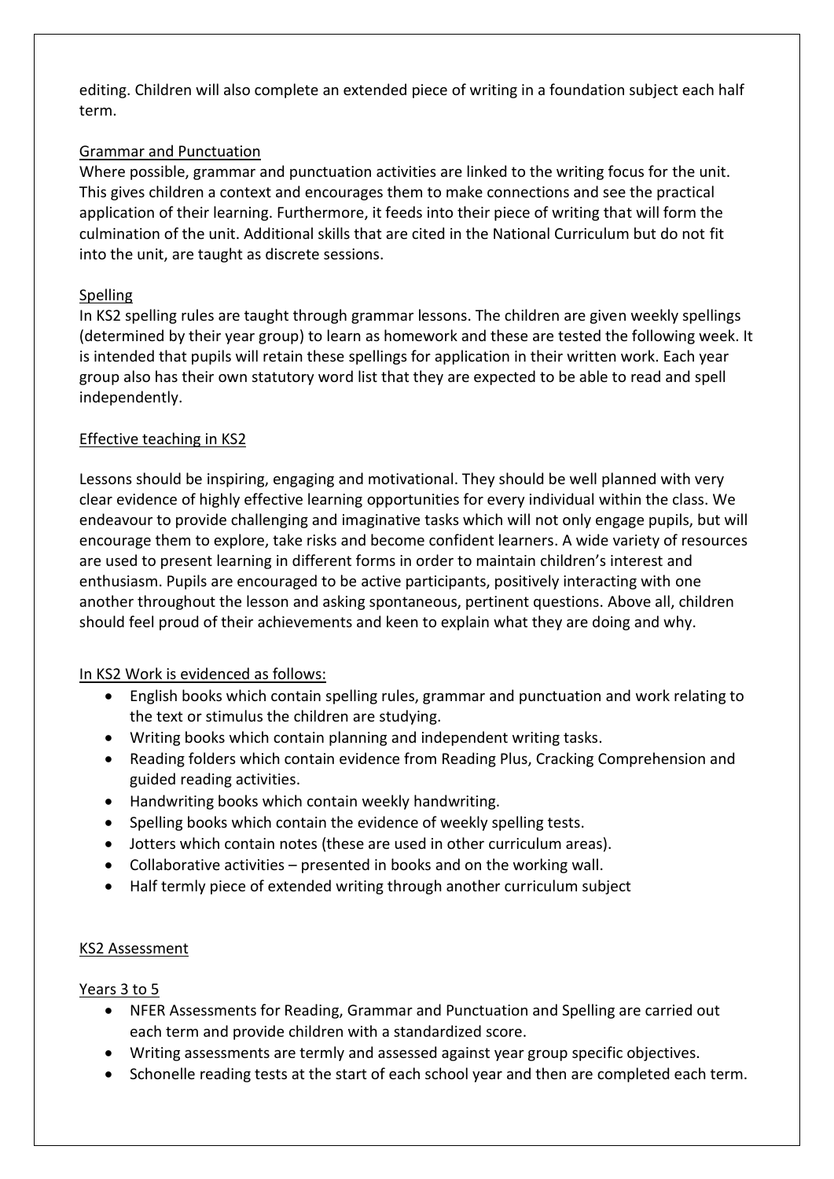editing. Children will also complete an extended piece of writing in a foundation subject each half term.

## Grammar and Punctuation

Where possible, grammar and punctuation activities are linked to the writing focus for the unit. This gives children a context and encourages them to make connections and see the practical application of their learning. Furthermore, it feeds into their piece of writing that will form the culmination of the unit. Additional skills that are cited in the National Curriculum but do not fit into the unit, are taught as discrete sessions.

## Spelling

In KS2 spelling rules are taught through grammar lessons. The children are given weekly spellings (determined by their year group) to learn as homework and these are tested the following week. It is intended that pupils will retain these spellings for application in their written work. Each year group also has their own statutory word list that they are expected to be able to read and spell independently.

## Effective teaching in KS2

Lessons should be inspiring, engaging and motivational. They should be well planned with very clear evidence of highly effective learning opportunities for every individual within the class. We endeavour to provide challenging and imaginative tasks which will not only engage pupils, but will encourage them to explore, take risks and become confident learners. A wide variety of resources are used to present learning in different forms in order to maintain children's interest and enthusiasm. Pupils are encouraged to be active participants, positively interacting with one another throughout the lesson and asking spontaneous, pertinent questions. Above all, children should feel proud of their achievements and keen to explain what they are doing and why.

## In KS2 Work is evidenced as follows:

- English books which contain spelling rules, grammar and punctuation and work relating to the text or stimulus the children are studying.
- Writing books which contain planning and independent writing tasks.
- Reading folders which contain evidence from Reading Plus, Cracking Comprehension and guided reading activities.
- Handwriting books which contain weekly handwriting.
- Spelling books which contain the evidence of weekly spelling tests.
- Jotters which contain notes (these are used in other curriculum areas).
- Collaborative activities – presented in books and on the working wall.
- Half termly piece of extended writing through another curriculum subject

## KS2 Assessment

### Years 3 to 5

- NFER Assessments for Reading, Grammar and Punctuation and Spelling are carried out each term and provide children with a standardized score.
- Writing assessments are termly and assessed against year group specific objectives.
- Schonelle reading tests at the start of each school year and then are completed each term.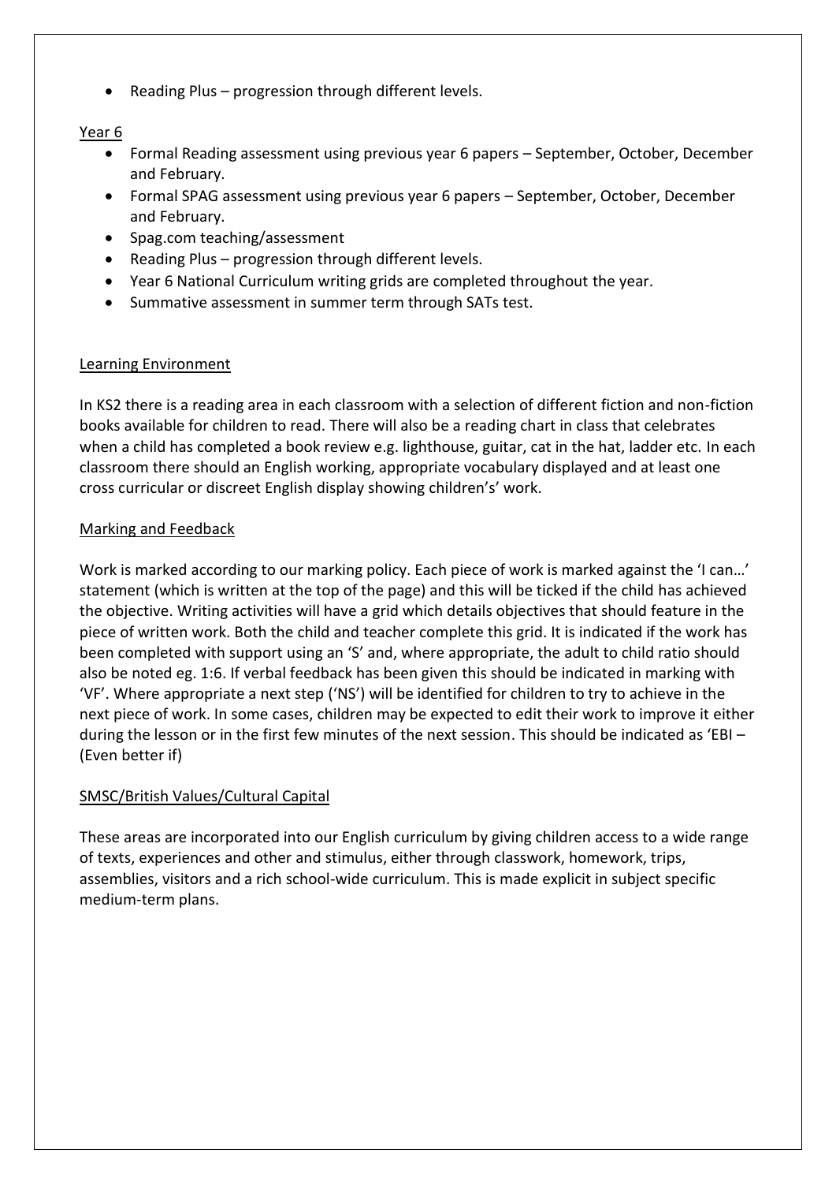- Reading Plus – progression through different levels.

Year 6

- Formal Reading assessment using previous year 6 papers – September, October, December and February.
- Formal SPAG assessment using previous year 6 papers – September, October, December and February.
- Spag.com teaching/assessment
- Reading Plus – progression through different levels.
- Year 6 National Curriculum writing grids are completed throughout the year.
- Summative assessment in summer term through SATs test.

Learning Environment

In KS2 there is a reading area in each classroom with a selection of different fiction and non-fiction books available for children to read. There will also be a reading chart in class that celebrates when a child has completed a book review e.g. lighthouse, guitar, cat in the hat, ladder etc. In each classroom there should an English working, appropriate vocabulary displayed and at least one cross curricular or discreet English display showing children's' work.

Marking and Feedback

Work is marked according to our marking policy. Each piece of work is marked against the 'I can…' statement (which is written at the top of the page) and this will be ticked if the child has achieved the objective. Writing activities will have a grid which details objectives that should feature in the piece of written work. Both the child and teacher complete this grid. It is indicated if the work has been completed with support using an 'S' and, where appropriate, the adult to child ratio should also be noted eg. 1:6. If verbal feedback has been given this should be indicated in marking with 'VF'. Where appropriate a next step ('NS') will be identified for children to try to achieve in the next piece of work. In some cases, children may be expected to edit their work to improve it either during the lesson or in the first few minutes of the next session. This should be indicated as 'EBI – (Even better if)

SMSC/British Values/Cultural Capital

These areas are incorporated into our English curriculum by giving children access to a wide range of texts, experiences and other and stimulus, either through classwork, homework, trips, assemblies, visitors and a rich school-wide curriculum. This is made explicit in subject specific medium-term plans.